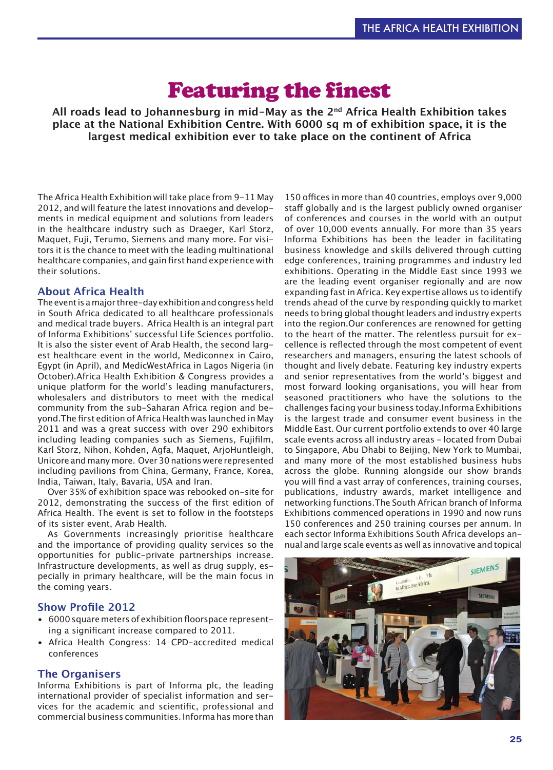# Featuring the finest

**All roads lead to Johannesburg in mid-May as the 2nd Africa Health Exhibition takes place at the National Exhibition Centre. With 6000 sq m of exhibition space, it is the largest medical exhibition ever to take place on the continent of Africa**

The Africa Health Exhibition will take place from 9-11 May 2012, and will feature the latest innovations and developments in medical equipment and solutions from leaders in the healthcare industry such as Draeger, Karl Storz, Maquet, Fuji, Terumo, Siemens and many more. For visitors it is the chance to meet with the leading multinational healthcare companies, and gain first hand experience with their solutions.

## About Africa Health

The event is a major three-day exhibition and congress held in South Africa dedicated to all healthcare professionals and medical trade buyers. Africa Health is an integral part of Informa Exhibitions' successful Life Sciences portfolio. It is also the sister event of Arab Health, the second largest healthcare event in the world, Mediconnex in Cairo, Egypt (in April), and MedicWestAfrica in Lagos Nigeria (in October).Africa Health Exhibition & Congress provides a unique platform for the world's leading manufacturers, wholesalers and distributors to meet with the medical community from the sub-Saharan Africa region and beyond.The first edition of Africa Health was launched in May 2011 and was a great success with over 290 exhibitors including leading companies such as Siemens, Fujifilm, Karl Storz, Nihon, Kohden, Agfa, Maquet, ArjoHuntleigh, Unicore and many more. Over 30 nations were represented including pavilions from China, Germany, France, Korea, India, Taiwan, Italy, Bavaria, USA and Iran.

Over 35% of exhibition space was rebooked on-site for 2012, demonstrating the success of the first edition of Africa Health. The event is set to follow in the footsteps of its sister event, Arab Health.

As Governments increasingly prioritise healthcare and the importance of providing quality services so the opportunities for public-private partnerships increase. Infrastructure developments, as well as drug supply, especially in primary healthcare, will be the main focus in the coming years.

## Show Profile 2012

- 6000 square meters of exhibition floorspace representing a significant increase compared to 2011.
- Africa Health Congress: 14 CPD-accredited medical conferences

## The Organisers

Informa Exhibitions is part of Informa plc, the leading international provider of specialist information and services for the academic and scientific, professional and commercial business communities. Informa has more than 150 offices in more than 40 countries, employs over 9,000 staff globally and is the largest publicly owned organiser of conferences and courses in the world with an output of over 10,000 events annually. For more than 35 years Informa Exhibitions has been the leader in facilitating business knowledge and skills delivered through cutting edge conferences, training programmes and industry led exhibitions. Operating in the Middle East since 1993 we are the leading event organiser regionally and are now expanding fast in Africa. Key expertise allows us to identify trends ahead of the curve by responding quickly to market needs to bring global thought leaders and industry experts into the region.Our conferences are renowned for getting to the heart of the matter. The relentless pursuit for excellence is reflected through the most competent of event researchers and managers, ensuring the latest schools of thought and lively debate. Featuring key industry experts and senior representatives from the world's biggest and most forward looking organisations, you will hear from seasoned practitioners who have the solutions to the challenges facing your business today.Informa Exhibitions is the largest trade and consumer event business in the Middle East. Our current portfolio extends to over 40 large scale events across all industry areas - located from Dubai to Singapore, Abu Dhabi to Beijing, New York to Mumbai, and many more of the most established business hubs across the globe. Running alongside our show brands you will find a vast array of conferences, training courses, publications, industry awards, market intelligence and networking functions.The South African branch of Informa Exhibitions commenced operations in 1990 and now runs 150 conferences and 250 training courses per annum. In each sector Informa Exhibitions South Africa develops annual and large scale events as well as innovative and topical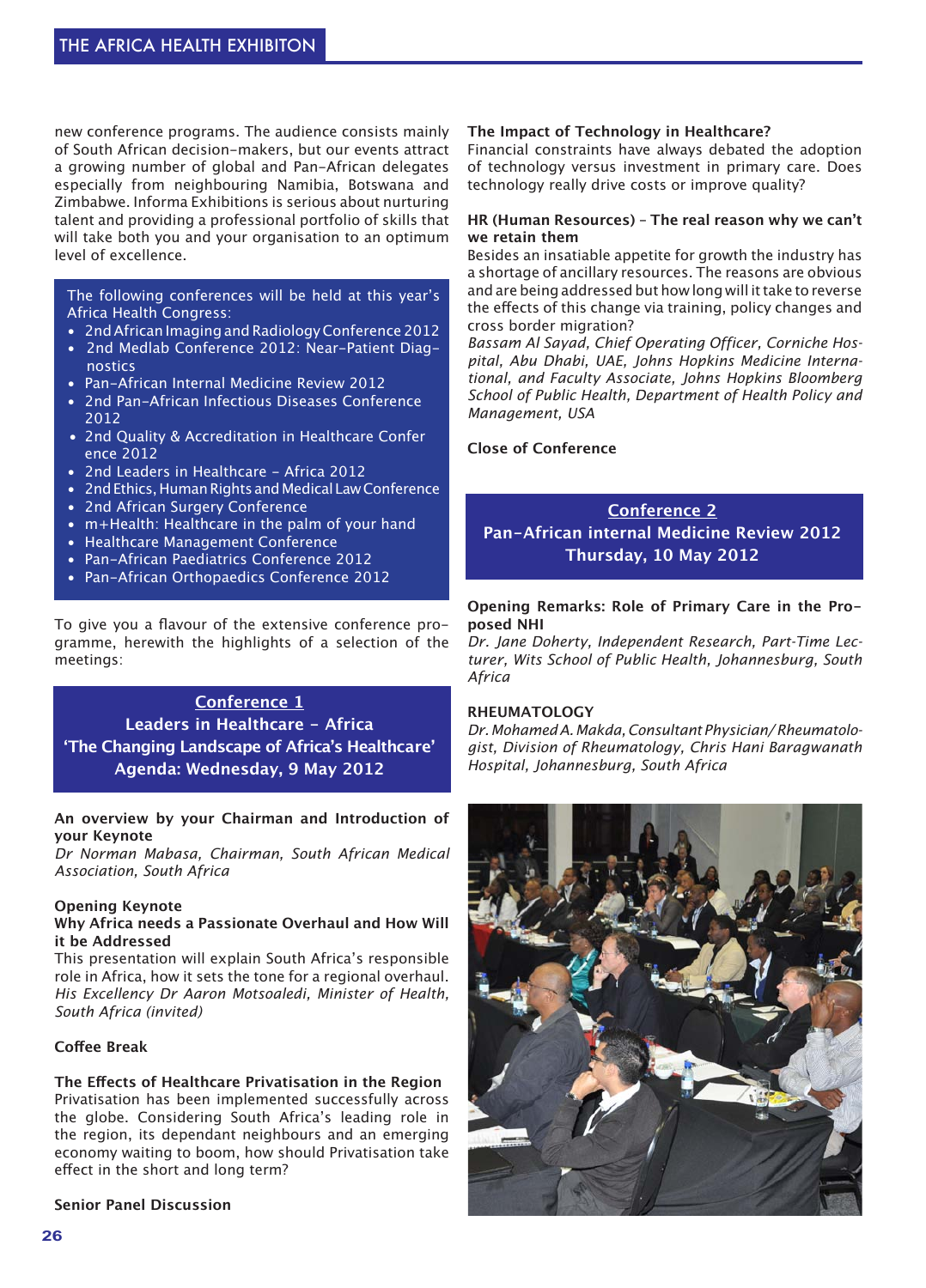new conference programs. The audience consists mainly of South African decision-makers, but our events attract a growing number of global and Pan-African delegates especially from neighbouring Namibia, Botswana and Zimbabwe. Informa Exhibitions is serious about nurturing talent and providing a professional portfolio of skills that will take both you and your organisation to an optimum level of excellence.

The following conferences will be held at this year's Africa Health Congress:

- 2nd African Imaging and Radiology Conference 2012
- 2nd Medlab Conference 2012: Near-Patient Diagnostics
- Pan-African Internal Medicine Review 2012
- 2nd Pan-African Infectious Diseases Conference 2012
- 2nd Quality & Accreditation in Healthcare Conference 2012
- 2nd Leaders in Healthcare - Africa 2012
- 2nd Ethics, Human Rights and Medical Law Conference
- 2nd African Surgery Conference
- m+Health: Healthcare in the palm of your hand
- Healthcare Management Conference
- Pan-African Paediatrics Conference 2012
- Pan-African Orthopaedics Conference 2012

To give you a flavour of the extensive conference programme, herewith the highlights of a selection of the meetings:

## Conference 1
## Leaders in Healthcare - Africa
## 'The Changing Landscape of Africa's Healthcare'
## Agenda: Wednesday, 9 May 2012

**An overview by your Chairman and Introduction of your Keynote**
*Dr Norman Mabasa, Chairman, South African Medical Association, South Africa*

**Opening Keynote**
**Why Africa needs a Passionate Overhaul and How Will it be Addressed**
This presentation will explain South Africa's responsible role in Africa, how it sets the tone for a regional overhaul.
*His Excellency Dr Aaron Motsoaledi, Minister of Health, South Africa (invited)*

**Coffee Break**

**The Effects of Healthcare Privatisation in the Region**
Privatisation has been implemented successfully across the globe. Considering South Africa's leading role in the region, its dependant neighbours and an emerging economy waiting to boom, how should Privatisation take effect in the short and long term?

**Senior Panel Discussion**

**The Impact of Technology in Healthcare?**
Financial constraints have always debated the adoption of technology versus investment in primary care. Does technology really drive costs or improve quality?

**HR (Human Resources) - The real reason why we can't we retain them**
Besides an insatiable appetite for growth the industry has a shortage of ancillary resources. The reasons are obvious and are being addressed but how long will it take to reverse the effects of this change via training, policy changes and cross border migration?
*Bassam Al Sayad, Chief Operating Officer, Corniche Hospital, Abu Dhabi, UAE, Johns Hopkins Medicine International, and Faculty Associate, Johns Hopkins Bloomberg School of Public Health, Department of Health Policy and Management, USA*

**Close of Conference**

## Conference 2
## Pan-African internal Medicine Review 2012
## Thursday, 10 May 2012

**Opening Remarks: Role of Primary Care in the Proposed NHI**
*Dr. Jane Doherty, Independent Research, Part-Time Lecturer, Wits School of Public Health, Johannesburg, South Africa*

**RHEUMATOLOGY**
*Dr. Mohamed A. Makda, Consultant Physician/Rheumatologist, Division of Rheumatology, Chris Hani Baragwanath Hospital, Johannesburg, South Africa*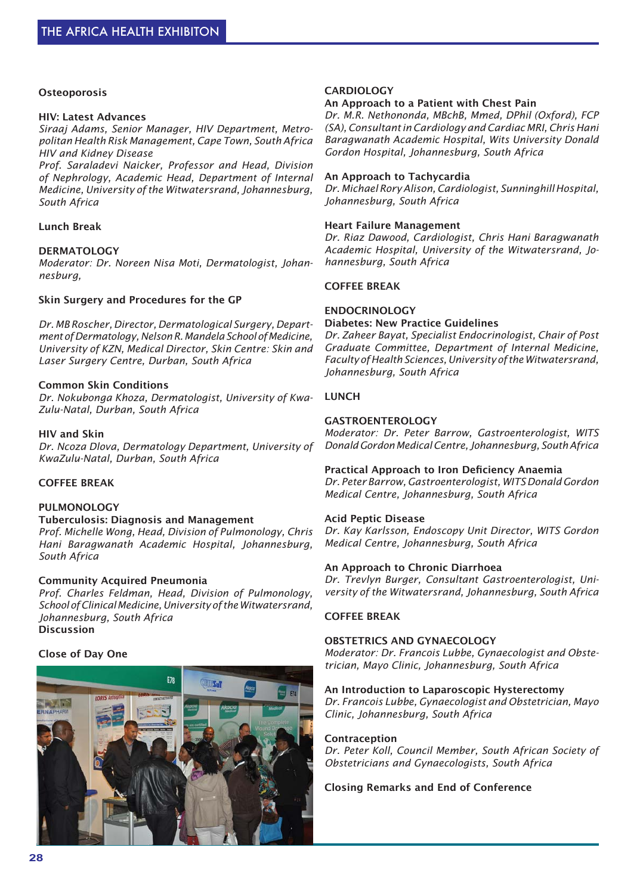**Osteoporosis**

**HIV: Latest Advances**
*Siraaj Adams, Senior Manager, HIV Department, Metropolitan Health Risk Management, Cape Town, South Africa*
*HIV and Kidney Disease*
*Prof. Saraladevi Naicker, Professor and Head, Division of Nephrology, Academic Head, Department of Internal Medicine, University of the Witwatersrand, Johannesburg, South Africa*

**Lunch Break**

**DERMATOLOGY**
*Moderator: Dr. Noreen Nisa Moti, Dermatologist, Johannesburg,*

**Skin Surgery and Procedures for the GP**

*Dr. MB Roscher, Director, Dermatological Surgery, Department of Dermatology, Nelson R. Mandela School of Medicine, University of KZN, Medical Director, Skin Centre: Skin and Laser Surgery Centre, Durban, South Africa*

**Common Skin Conditions**
*Dr. Nokubonga Khoza, Dermatologist, University of KwaZulu-Natal, Durban, South Africa*

**HIV and Skin**
*Dr. Ncoza Dlova, Dermatology Department, University of KwaZulu-Natal, Durban, South Africa*

**COFFEE BREAK**

**PULMONOLOGY**
**Tuberculosis: Diagnosis and Management**
*Prof. Michelle Wong, Head, Division of Pulmonology, Chris Hani Baragwanath Academic Hospital, Johannesburg, South Africa*

**Community Acquired Pneumonia**
*Prof. Charles Feldman, Head, Division of Pulmonology, School of Clinical Medicine, University of the Witwatersrand, Johannesburg, South Africa*
**Discussion**

**Close of Day One**

**CARDIOLOGY**
**An Approach to a Patient with Chest Pain**
*Dr. M.R. Nethononda, MBchB, Mmed, DPhil (Oxford), FCP (SA), Consultant in Cardiology and Cardiac MRI, Chris Hani Baragwanath Academic Hospital, Wits University Donald Gordon Hospital, Johannesburg, South Africa*

**An Approach to Tachycardia**
*Dr. Michael Rory Alison, Cardiologist, Sunninghill Hospital, Johannesburg, South Africa*

**Heart Failure Management**
*Dr. Riaz Dawood, Cardiologist, Chris Hani Baragwanath Academic Hospital, University of the Witwatersrand, Johannesburg, South Africa*

**COFFEE BREAK**

**ENDOCRINOLOGY**
**Diabetes: New Practice Guidelines**
*Dr. Zaheer Bayat, Specialist Endocrinologist, Chair of Post Graduate Committee, Department of Internal Medicine, Faculty of Health Sciences, University of the Witwatersrand, Johannesburg, South Africa*

**LUNCH**

**GASTROENTEROLOGY**
*Moderator: Dr. Peter Barrow, Gastroenterologist, WITS Donald Gordon Medical Centre, Johannesburg, South Africa*

**Practical Approach to Iron Deficiency Anaemia**
*Dr. Peter Barrow, Gastroenterologist, WITS Donald Gordon Medical Centre, Johannesburg, South Africa*

**Acid Peptic Disease**
*Dr. Kay Karlsson, Endoscopy Unit Director, WITS Gordon Medical Centre, Johannesburg, South Africa*

**An Approach to Chronic Diarrhoea**
*Dr. Trevlyn Burger, Consultant Gastroenterologist, University of the Witwatersrand, Johannesburg, South Africa*

**COFFEE BREAK**

**OBSTETRICS AND GYNAECOLOGY**
*Moderator: Dr. Francois Lubbe, Gynaecologist and Obstetrician, Mayo Clinic, Johannesburg, South Africa*

**An Introduction to Laparoscopic Hysterectomy**
*Dr. Francois Lubbe, Gynaecologist and Obstetrician, Mayo Clinic, Johannesburg, South Africa*

**Contraception**
*Dr. Peter Koll, Council Member, South African Society of Obstetricians and Gynaecologists, South Africa*

**Closing Remarks and End of Conference**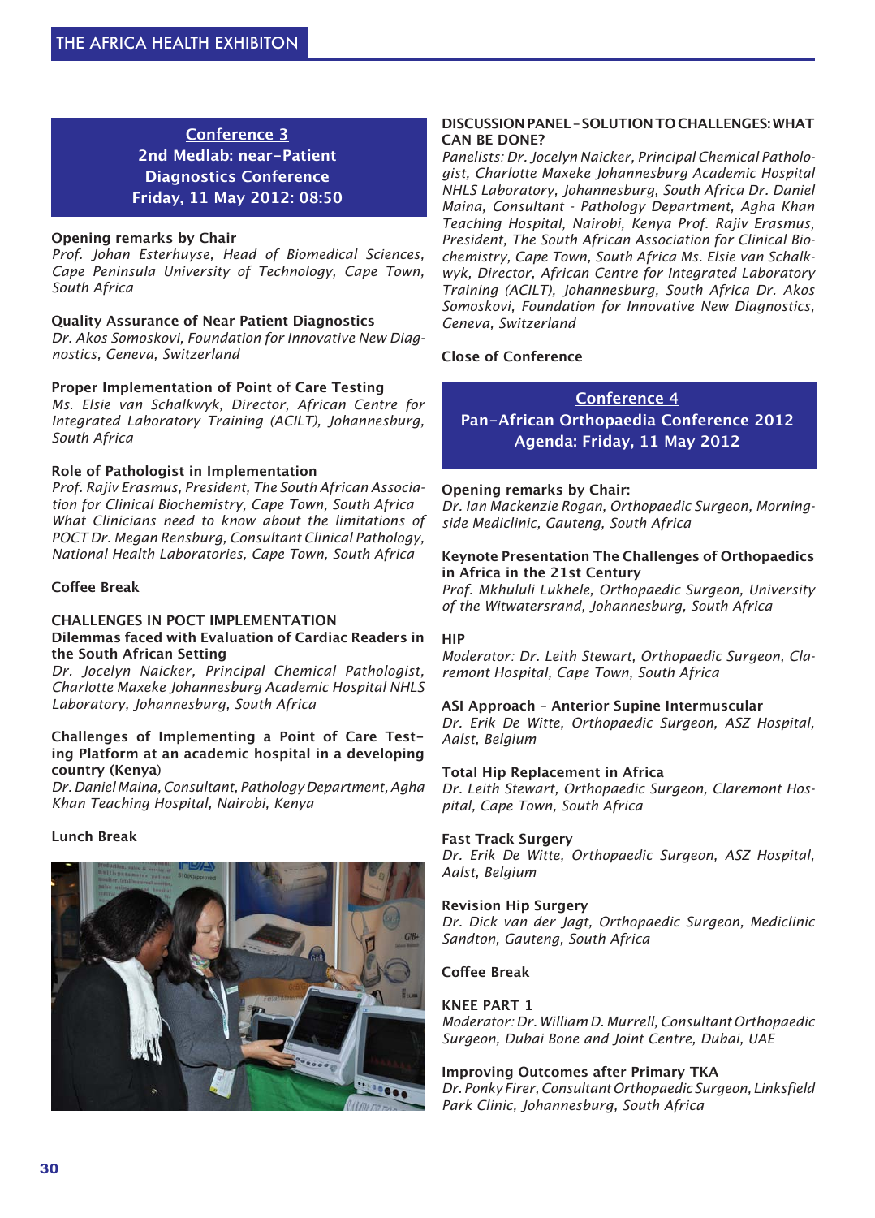## Conference 3
## 2nd Medlab: near-Patient Diagnostics Conference
## Friday, 11 May 2012: 08:50

**Opening remarks by Chair**
*Prof. Johan Esterhuyse, Head of Biomedical Sciences, Cape Peninsula University of Technology, Cape Town, South Africa*

**Quality Assurance of Near Patient Diagnostics**
*Dr. Akos Somoskovi, Foundation for Innovative New Diagnostics, Geneva, Switzerland*

**Proper Implementation of Point of Care Testing**
*Ms. Elsie van Schalkwyk, Director, African Centre for Integrated Laboratory Training (ACILT), Johannesburg, South Africa*

**Role of Pathologist in Implementation**
*Prof. Rajiv Erasmus, President, The South African Association for Clinical Biochemistry, Cape Town, South Africa What Clinicians need to know about the limitations of POCT Dr. Megan Rensburg, Consultant Clinical Pathology, National Health Laboratories, Cape Town, South Africa*

**Coffee Break**

**CHALLENGES IN POCT IMPLEMENTATION**
**Dilemmas faced with Evaluation of Cardiac Readers in the South African Setting**
*Dr. Jocelyn Naicker, Principal Chemical Pathologist, Charlotte Maxeke Johannesburg Academic Hospital NHLS Laboratory, Johannesburg, South Africa*

**Challenges of Implementing a Point of Care Testing Platform at an academic hospital in a developing country (Kenya)**
*Dr. Daniel Maina, Consultant, Pathology Department, Agha Khan Teaching Hospital, Nairobi, Kenya*

**Lunch Break**

**DISCUSSION PANEL – SOLUTION TO CHALLENGES: WHAT CAN BE DONE?**
*Panelists: Dr. Jocelyn Naicker, Principal Chemical Pathologist, Charlotte Maxeke Johannesburg Academic Hospital NHLS Laboratory, Johannesburg, South Africa Dr. Daniel Maina, Consultant - Pathology Department, Agha Khan Teaching Hospital, Nairobi, Kenya Prof. Rajiv Erasmus, President, The South African Association for Clinical Biochemistry, Cape Town, South Africa Ms. Elsie van Schalkwyk, Director, African Centre for Integrated Laboratory Training (ACILT), Johannesburg, South Africa Dr. Akos Somoskovi, Foundation for Innovative New Diagnostics, Geneva, Switzerland*

**Close of Conference**

## Conference 4
## Pan-African Orthopaedia Conference 2012
## Agenda: Friday, 11 May 2012

**Opening remarks by Chair:**
*Dr. Ian Mackenzie Rogan, Orthopaedic Surgeon, Morningside Mediclinic, Gauteng, South Africa*

**Keynote Presentation The Challenges of Orthopaedics in Africa in the 21st Century**
*Prof. Mkhululi Lukhele, Orthopaedic Surgeon, University of the Witwatersrand, Johannesburg, South Africa*

**HIP**
*Moderator: Dr. Leith Stewart, Orthopaedic Surgeon, Claremont Hospital, Cape Town, South Africa*

**ASI Approach – Anterior Supine Intermuscular**
*Dr. Erik De Witte, Orthopaedic Surgeon, ASZ Hospital, Aalst, Belgium*

**Total Hip Replacement in Africa**
*Dr. Leith Stewart, Orthopaedic Surgeon, Claremont Hospital, Cape Town, South Africa*

**Fast Track Surgery**
*Dr. Erik De Witte, Orthopaedic Surgeon, ASZ Hospital, Aalst, Belgium*

**Revision Hip Surgery**
*Dr. Dick van der Jagt, Orthopaedic Surgeon, Mediclinic Sandton, Gauteng, South Africa*

**Coffee Break**

**KNEE PART 1**
*Moderator: Dr. William D. Murrell, Consultant Orthopaedic Surgeon, Dubai Bone and Joint Centre, Dubai, UAE*

**Improving Outcomes after Primary TKA**
*Dr. Ponky Firer, Consultant Orthopaedic Surgeon, Linksfield Park Clinic, Johannesburg, South Africa*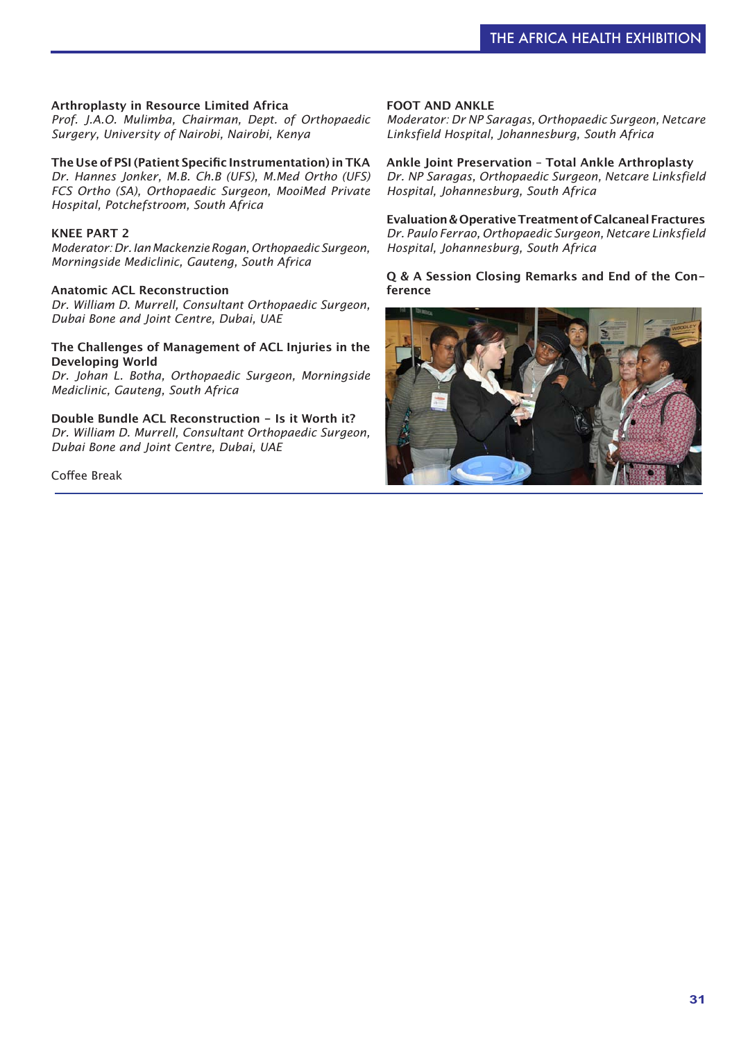**Arthroplasty in Resource Limited Africa**
*Prof. J.A.O. Mulimba, Chairman, Dept. of Orthopaedic Surgery, University of Nairobi, Nairobi, Kenya*

**The Use of PSI (Patient Specific Instrumentation) in TKA**
*Dr. Hannes Jonker, M.B. Ch.B (UFS), M.Med Ortho (UFS) FCS Ortho (SA), Orthopaedic Surgeon, MooiMed Private Hospital, Potchefstroom, South Africa*

**KNEE PART 2**
*Moderator: Dr. Ian Mackenzie Rogan, Orthopaedic Surgeon, Morningside Mediclinic, Gauteng, South Africa*

**Anatomic ACL Reconstruction**
*Dr. William D. Murrell, Consultant Orthopaedic Surgeon, Dubai Bone and Joint Centre, Dubai, UAE*

**The Challenges of Management of ACL Injuries in the Developing World**
*Dr. Johan L. Botha, Orthopaedic Surgeon, Morningside Mediclinic, Gauteng, South Africa*

**Double Bundle ACL Reconstruction – Is it Worth it?**
*Dr. William D. Murrell, Consultant Orthopaedic Surgeon, Dubai Bone and Joint Centre, Dubai, UAE*

Coffee Break

**FOOT AND ANKLE**
*Moderator: Dr NP Saragas, Orthopaedic Surgeon, Netcare Linksfield Hospital, Johannesburg, South Africa*

**Ankle Joint Preservation – Total Ankle Arthroplasty**
*Dr. NP Saragas, Orthopaedic Surgeon, Netcare Linksfield Hospital, Johannesburg, South Africa*

**Evaluation & Operative Treatment of Calcaneal Fractures**
*Dr. Paulo Ferrao, Orthopaedic Surgeon, Netcare Linksfield Hospital, Johannesburg, South Africa*

**Q & A Session Closing Remarks and End of the Conference**